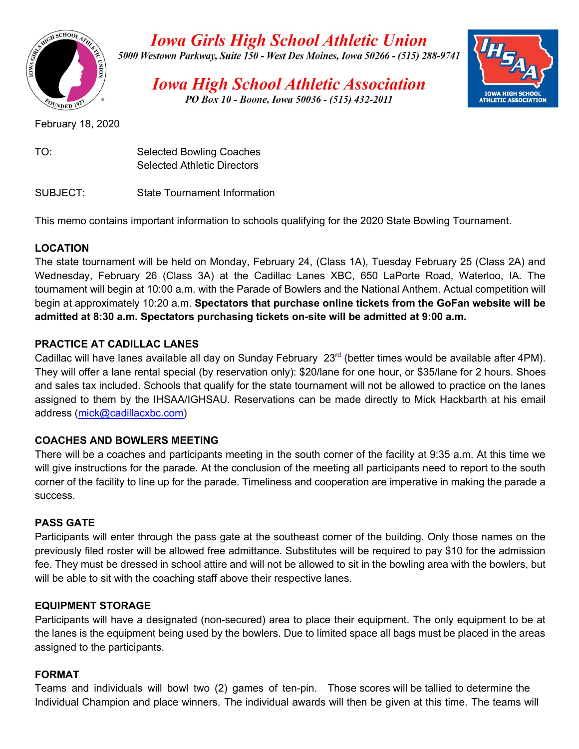# Iowa Girls High School Athletic Union

5000 Westown Parkway, Suite 150 - West Des Moines, Iowa 50266 - (515) 288-9741

# Iowa High School Athletic Association

PO Box 10 - Boone, Iowa 50036 - (515) 432-2011

February 18, 2020

TO: Selected Bowling Coaches
Selected Athletic Directors

SUBJECT: State Tournament Information

This memo contains important information to schools qualifying for the 2020 State Bowling Tournament.

**LOCATION**

The state tournament will be held on Monday, February 24, (Class 1A), Tuesday February 25 (Class 2A) and Wednesday, February 26 (Class 3A) at the Cadillac Lanes XBC, 650 LaPorte Road, Waterloo, IA. The tournament will begin at 10:00 a.m. with the Parade of Bowlers and the National Anthem. Actual competition will begin at approximately 10:20 a.m. **Spectators that purchase online tickets from the GoFan website will be admitted at 8:30 a.m. Spectators purchasing tickets on-site will be admitted at 9:00 a.m.**

**PRACTICE AT CADILLAC LANES**

Cadillac will have lanes available all day on Sunday February 23rd (better times would be available after 4PM). They will offer a lane rental special (by reservation only): $20/lane for one hour, or $35/lane for 2 hours. Shoes and sales tax included. Schools that qualify for the state tournament will not be allowed to practice on the lanes assigned to them by the IHSAA/IGHSAU. Reservations can be made directly to Mick Hackbarth at his email address (mick@cadillacxbc.com)

**COACHES AND BOWLERS MEETING**

There will be a coaches and participants meeting in the south corner of the facility at 9:35 a.m. At this time we will give instructions for the parade. At the conclusion of the meeting all participants need to report to the south corner of the facility to line up for the parade. Timeliness and cooperation are imperative in making the parade a success.

**PASS GATE**

Participants will enter through the pass gate at the southeast corner of the building. Only those names on the previously filed roster will be allowed free admittance. Substitutes will be required to pay $10 for the admission fee. They must be dressed in school attire and will not be allowed to sit in the bowling area with the bowlers, but will be able to sit with the coaching staff above their respective lanes.

**EQUIPMENT STORAGE**

Participants will have a designated (non-secured) area to place their equipment. The only equipment to be at the lanes is the equipment being used by the bowlers. Due to limited space all bags must be placed in the areas assigned to the participants.

**FORMAT**

Teams and individuals will bowl two (2) games of ten-pin. Those scores will be tallied to determine the Individual Champion and place winners. The individual awards will then be given at this time. The teams will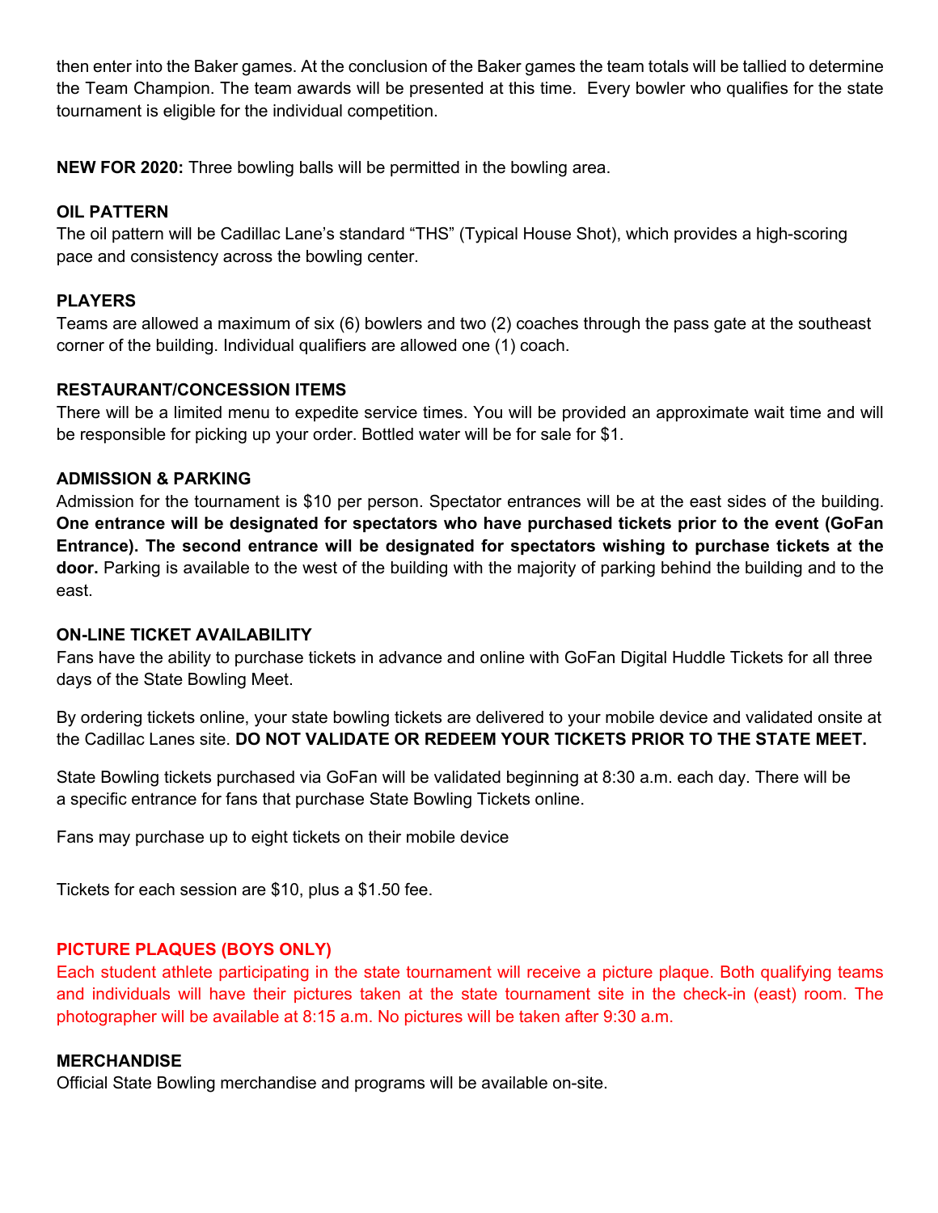then enter into the Baker games. At the conclusion of the Baker games the team totals will be tallied to determine the Team Champion. The team awards will be presented at this time. Every bowler who qualifies for the state tournament is eligible for the individual competition.

**NEW FOR 2020:** Three bowling balls will be permitted in the bowling area.

**OIL PATTERN**

The oil pattern will be Cadillac Lane's standard "THS" (Typical House Shot), which provides a high-scoring pace and consistency across the bowling center.

**PLAYERS**

Teams are allowed a maximum of six (6) bowlers and two (2) coaches through the pass gate at the southeast corner of the building. Individual qualifiers are allowed one (1) coach.

**RESTAURANT/CONCESSION ITEMS**

There will be a limited menu to expedite service times. You will be provided an approximate wait time and will be responsible for picking up your order. Bottled water will be for sale for $1.

**ADMISSION & PARKING**

Admission for the tournament is $10 per person. Spectator entrances will be at the east sides of the building. **One entrance will be designated for spectators who have purchased tickets prior to the event (GoFan Entrance). The second entrance will be designated for spectators wishing to purchase tickets at the door.** Parking is available to the west of the building with the majority of parking behind the building and to the east.

**ON-LINE TICKET AVAILABILITY**

Fans have the ability to purchase tickets in advance and online with GoFan Digital Huddle Tickets for all three days of the State Bowling Meet.

By ordering tickets online, your state bowling tickets are delivered to your mobile device and validated onsite at the Cadillac Lanes site. **DO NOT VALIDATE OR REDEEM YOUR TICKETS PRIOR TO THE STATE MEET.**

State Bowling tickets purchased via GoFan will be validated beginning at 8:30 a.m. each day. There will be a specific entrance for fans that purchase State Bowling Tickets online.

Fans may purchase up to eight tickets on their mobile device

Tickets for each session are $10, plus a $1.50 fee.

**PICTURE PLAQUES (BOYS ONLY)**

Each student athlete participating in the state tournament will receive a picture plaque. Both qualifying teams and individuals will have their pictures taken at the state tournament site in the check-in (east) room. The photographer will be available at 8:15 a.m. No pictures will be taken after 9:30 a.m.

**MERCHANDISE**

Official State Bowling merchandise and programs will be available on-site.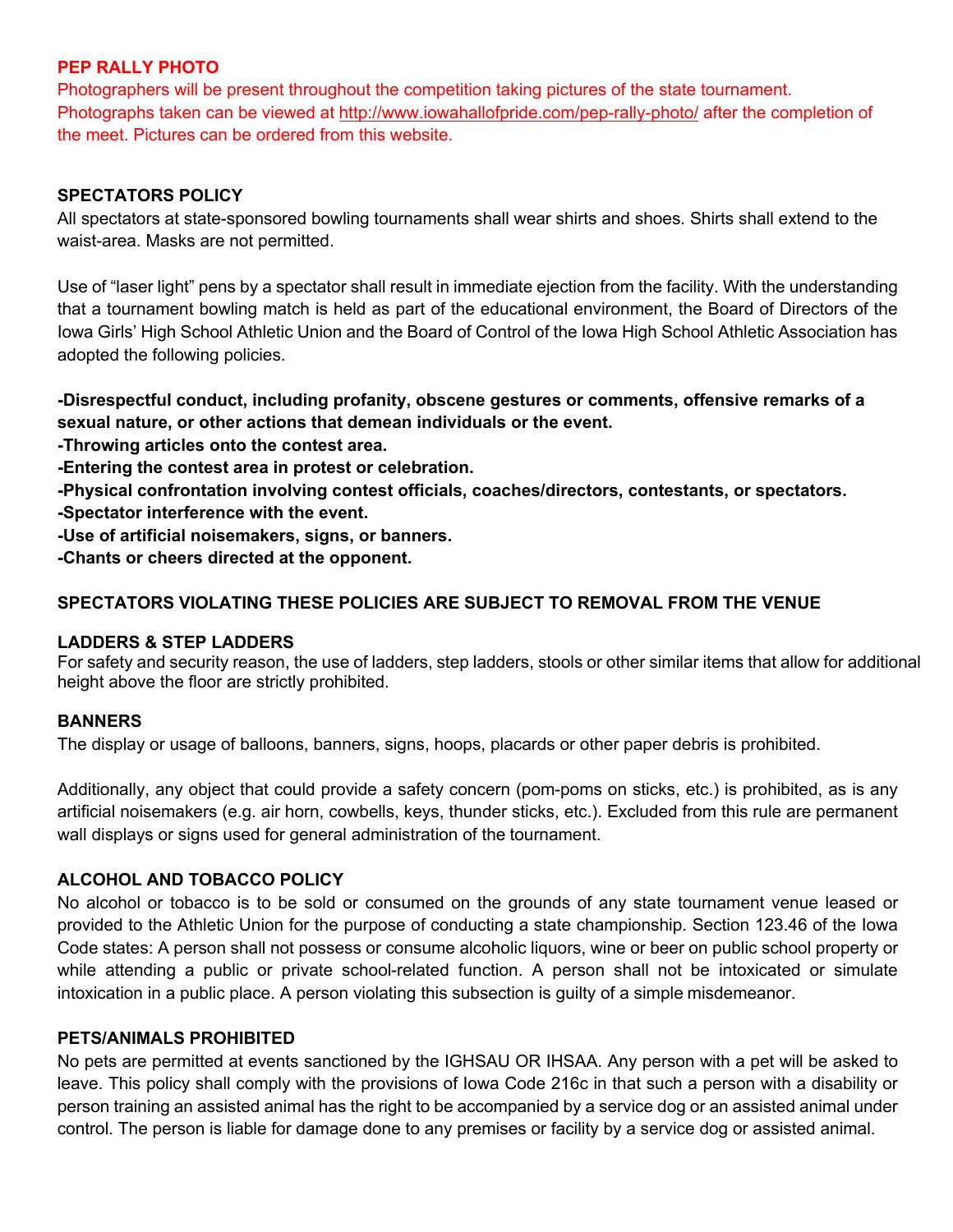## PEP RALLY PHOTO

Photographers will be present throughout the competition taking pictures of the state tournament. Photographs taken can be viewed at http://www.iowahallofpride.com/pep-rally-photo/ after the completion of the meet. Pictures can be ordered from this website.

## SPECTATORS POLICY

All spectators at state-sponsored bowling tournaments shall wear shirts and shoes. Shirts shall extend to the waist-area. Masks are not permitted.

Use of "laser light" pens by a spectator shall result in immediate ejection from the facility. With the understanding that a tournament bowling match is held as part of the educational environment, the Board of Directors of the Iowa Girls' High School Athletic Union and the Board of Control of the Iowa High School Athletic Association has adopted the following policies.

**-Disrespectful conduct, including profanity, obscene gestures or comments, offensive remarks of a sexual nature, or other actions that demean individuals or the event.**
**-Throwing articles onto the contest area.**
**-Entering the contest area in protest or celebration.**
**-Physical confrontation involving contest officials, coaches/directors, contestants, or spectators.**
**-Spectator interference with the event.**
**-Use of artificial noisemakers, signs, or banners.**
**-Chants or cheers directed at the opponent.**

**SPECTATORS VIOLATING THESE POLICIES ARE SUBJECT TO REMOVAL FROM THE VENUE**

## LADDERS & STEP LADDERS

For safety and security reason, the use of ladders, step ladders, stools or other similar items that allow for additional height above the floor are strictly prohibited.

## BANNERS

The display or usage of balloons, banners, signs, hoops, placards or other paper debris is prohibited.

Additionally, any object that could provide a safety concern (pom-poms on sticks, etc.) is prohibited, as is any artificial noisemakers (e.g. air horn, cowbells, keys, thunder sticks, etc.). Excluded from this rule are permanent wall displays or signs used for general administration of the tournament.

## ALCOHOL AND TOBACCO POLICY

No alcohol or tobacco is to be sold or consumed on the grounds of any state tournament venue leased or provided to the Athletic Union for the purpose of conducting a state championship. Section 123.46 of the Iowa Code states: A person shall not possess or consume alcoholic liquors, wine or beer on public school property or while attending a public or private school-related function. A person shall not be intoxicated or simulate intoxication in a public place. A person violating this subsection is guilty of a simple misdemeanor.

## PETS/ANIMALS PROHIBITED

No pets are permitted at events sanctioned by the IGHSAU OR IHSAA. Any person with a pet will be asked to leave. This policy shall comply with the provisions of Iowa Code 216c in that such a person with a disability or person training an assisted animal has the right to be accompanied by a service dog or an assisted animal under control. The person is liable for damage done to any premises or facility by a service dog or assisted animal.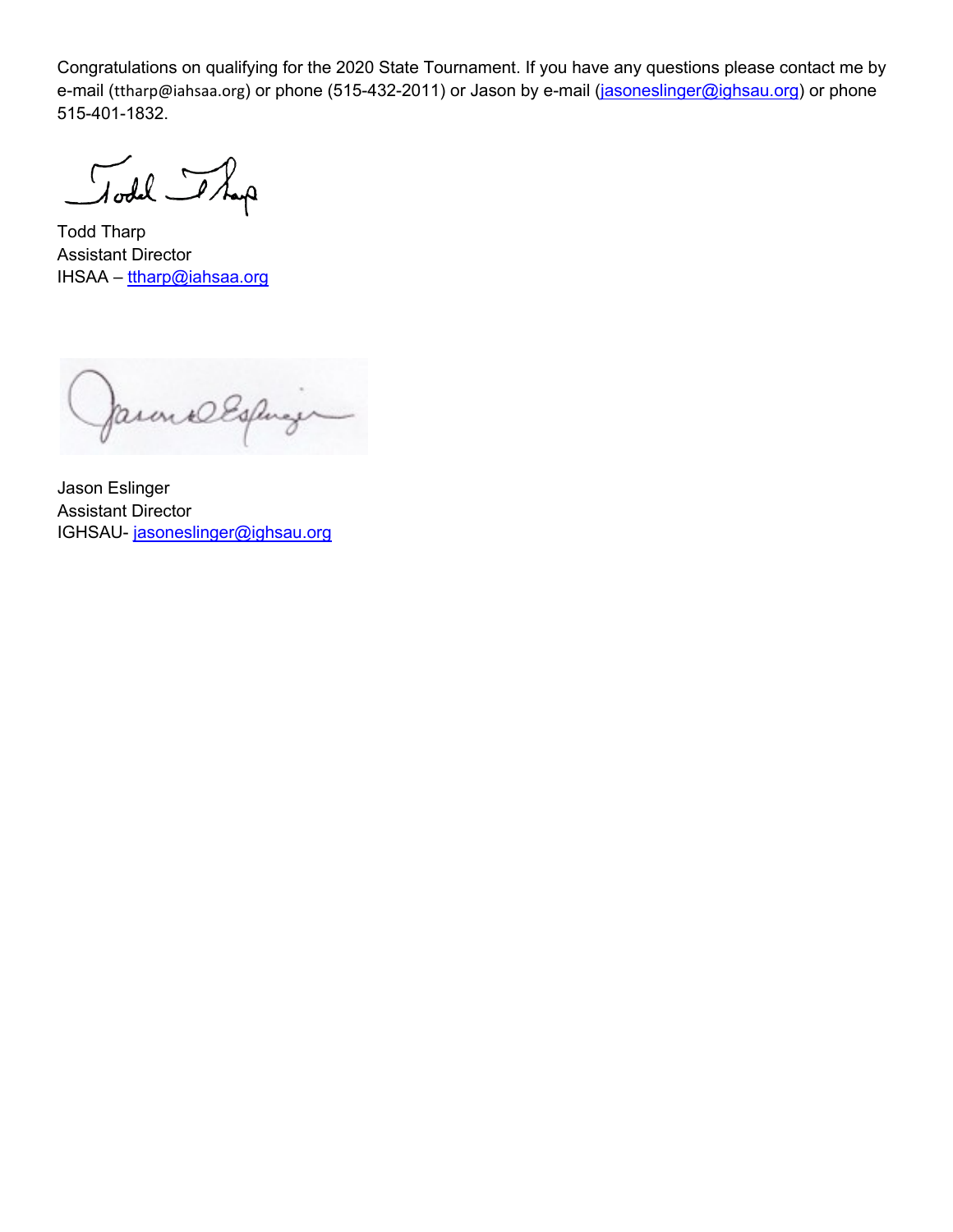Congratulations on qualifying for the 2020 State Tournament. If you have any questions please contact me by e-mail (ttharp@iahsaa.org) or phone (515-432-2011) or Jason by e-mail (jasoneslinger@ighsau.org) or phone 515-401-1832.

Todd Tharp  
Assistant Director  
IHSAA – ttharp@iahsaa.org

Jason Eslinger  
Assistant Director  
IGHSAU- jasoneslinger@ighsau.org